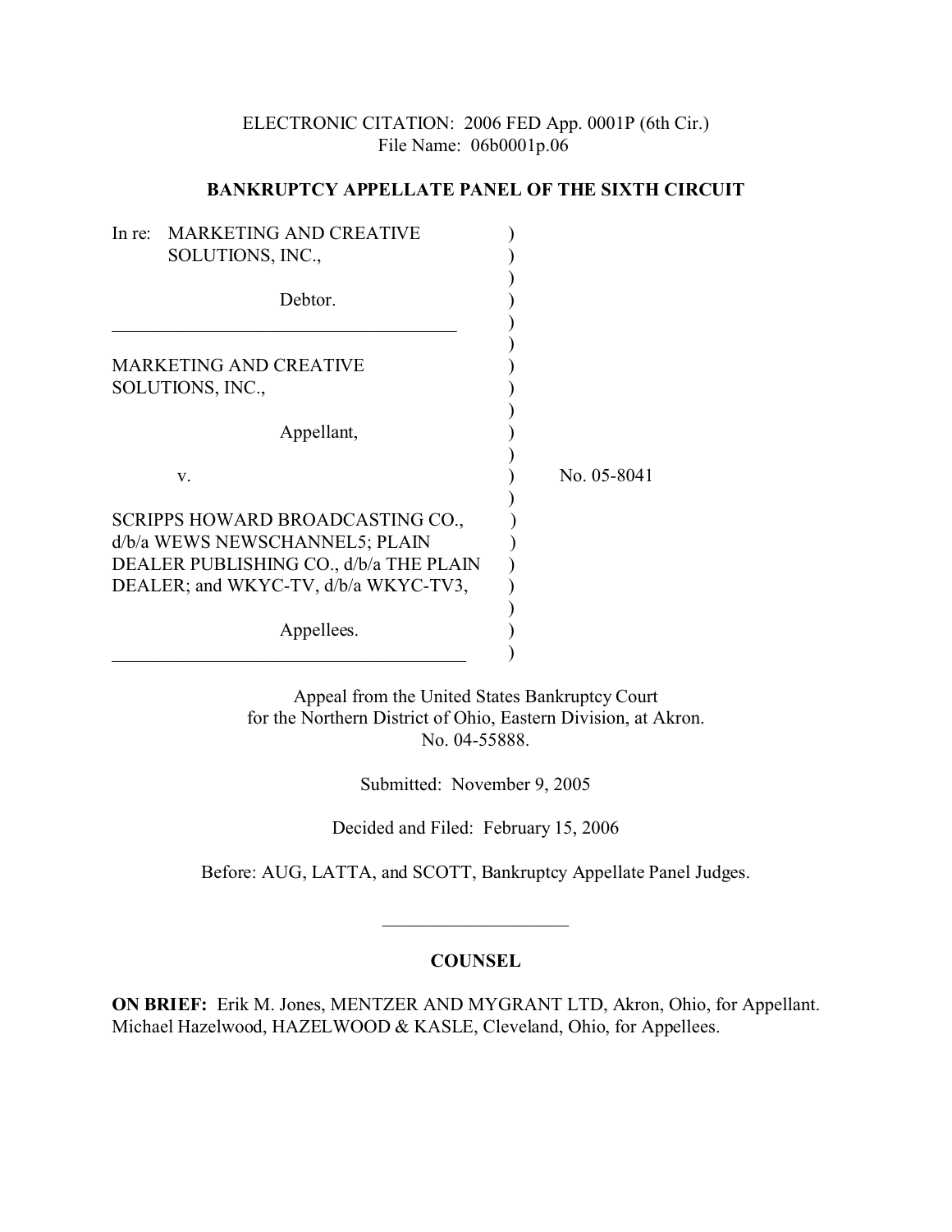ELECTRONIC CITATION: 2006 FED App. 0001P (6th Cir.)
File Name: 06b0001p.06

**BANKRUPTCY APPELLATE PANEL OF THE SIXTH CIRCUIT**

In re: MARKETING AND CREATIVE SOLUTIONS, INC.,

Debtor.

---

MARKETING AND CREATIVE SOLUTIONS, INC.,

Appellant,

v.

SCRIPPS HOWARD BROADCASTING CO., d/b/a WEWS NEWSCHANNEL5; PLAIN DEALER PUBLISHING CO., d/b/a THE PLAIN DEALER; and WKYC-TV, d/b/a WKYC-TV3,

Appellees.

No. 05-8041

---

Appeal from the United States Bankruptcy Court
for the Northern District of Ohio, Eastern Division, at Akron.
No. 04-55888.

Submitted: November 9, 2005

Decided and Filed: February 15, 2006

Before: AUG, LATTA, and SCOTT, Bankruptcy Appellate Panel Judges.

---

**COUNSEL**

**ON BRIEF:** Erik M. Jones, MENTZER AND MYGRANT LTD, Akron, Ohio, for Appellant. Michael Hazelwood, HAZELWOOD & KASLE, Cleveland, Ohio, for Appellees.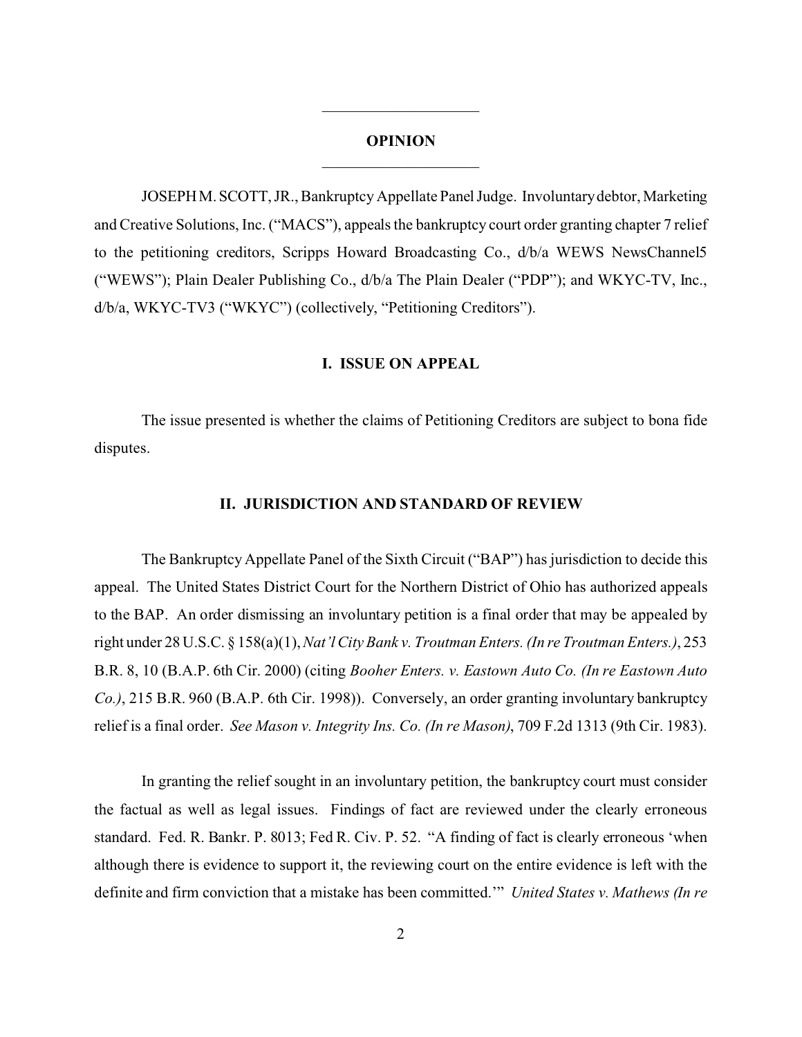## OPINION

JOSEPH M. SCOTT, JR., Bankruptcy Appellate Panel Judge. Involuntary debtor, Marketing and Creative Solutions, Inc. ("MACS"), appeals the bankruptcy court order granting chapter 7 relief to the petitioning creditors, Scripps Howard Broadcasting Co., d/b/a WEWS NewsChannel5 ("WEWS"); Plain Dealer Publishing Co., d/b/a The Plain Dealer ("PDP"); and WKYC-TV, Inc., d/b/a, WKYC-TV3 ("WKYC") (collectively, "Petitioning Creditors").

### I. ISSUE ON APPEAL

The issue presented is whether the claims of Petitioning Creditors are subject to bona fide disputes.

### II. JURISDICTION AND STANDARD OF REVIEW

The Bankruptcy Appellate Panel of the Sixth Circuit ("BAP") has jurisdiction to decide this appeal. The United States District Court for the Northern District of Ohio has authorized appeals to the BAP. An order dismissing an involuntary petition is a final order that may be appealed by right under 28 U.S.C. § 158(a)(1), *Nat'l City Bank v. Troutman Enters. (In re Troutman Enters.)*, 253 B.R. 8, 10 (B.A.P. 6th Cir. 2000) (citing *Booher Enters. v. Eastown Auto Co. (In re Eastown Auto Co.)*, 215 B.R. 960 (B.A.P. 6th Cir. 1998)). Conversely, an order granting involuntary bankruptcy relief is a final order. *See Mason v. Integrity Ins. Co. (In re Mason)*, 709 F.2d 1313 (9th Cir. 1983).

In granting the relief sought in an involuntary petition, the bankruptcy court must consider the factual as well as legal issues. Findings of fact are reviewed under the clearly erroneous standard. Fed. R. Bankr. P. 8013; Fed R. Civ. P. 52. "A finding of fact is clearly erroneous 'when although there is evidence to support it, the reviewing court on the entire evidence is left with the definite and firm conviction that a mistake has been committed.'" *United States v. Mathews (In re*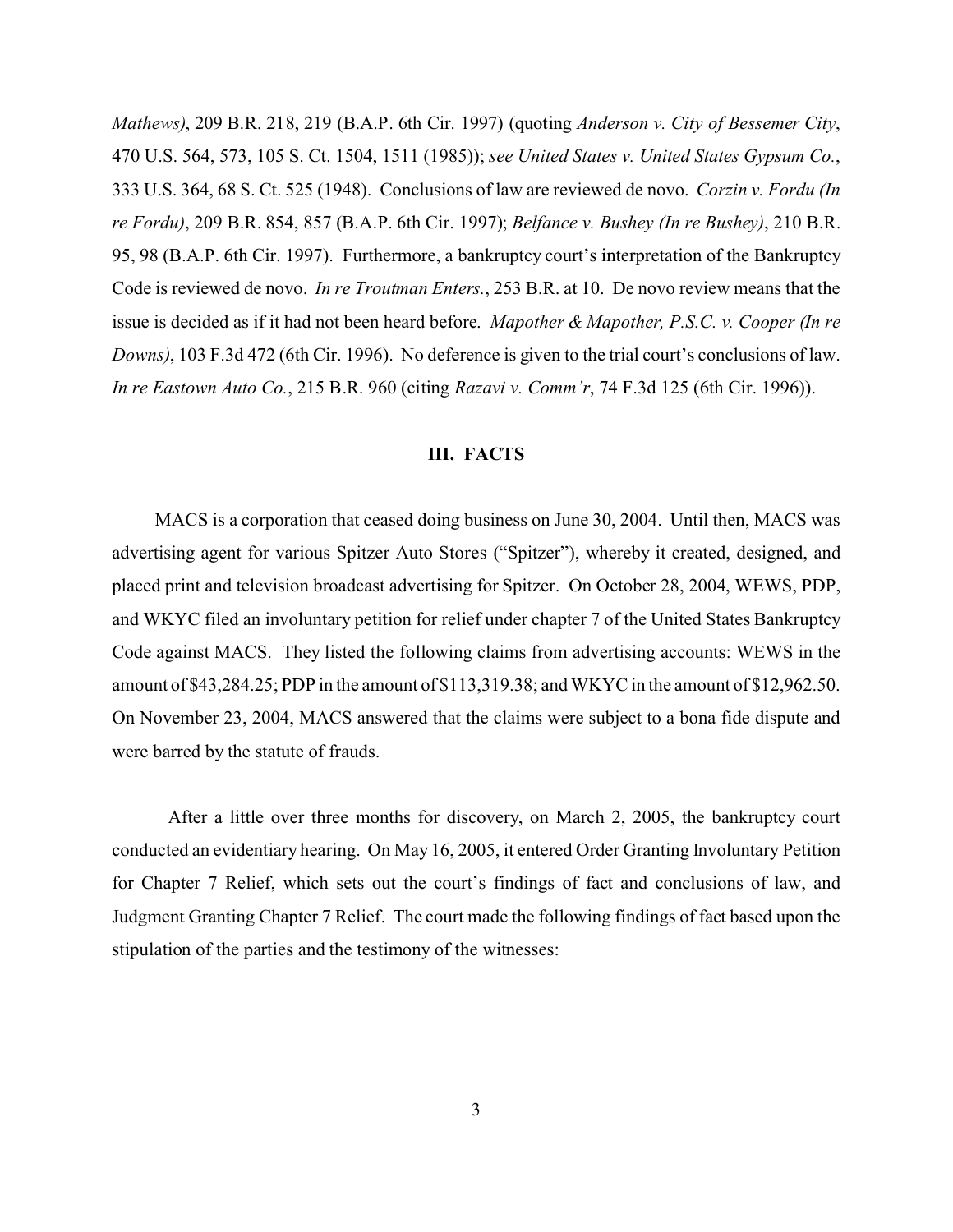*Mathews)*, 209 B.R. 218, 219 (B.A.P. 6th Cir. 1997) (quoting *Anderson v. City of Bessemer City*, 470 U.S. 564, 573, 105 S. Ct. 1504, 1511 (1985)); *see United States v. United States Gypsum Co.*, 333 U.S. 364, 68 S. Ct. 525 (1948). Conclusions of law are reviewed de novo. *Corzin v. Fordu (In re Fordu)*, 209 B.R. 854, 857 (B.A.P. 6th Cir. 1997); *Belfance v. Bushey (In re Bushey)*, 210 B.R. 95, 98 (B.A.P. 6th Cir. 1997). Furthermore, a bankruptcy court's interpretation of the Bankruptcy Code is reviewed de novo. *In re Troutman Enters.*, 253 B.R. at 10. De novo review means that the issue is decided as if it had not been heard before. *Mapother & Mapother, P.S.C. v. Cooper (In re Downs)*, 103 F.3d 472 (6th Cir. 1996). No deference is given to the trial court's conclusions of law. *In re Eastown Auto Co.*, 215 B.R. 960 (citing *Razavi v. Comm'r*, 74 F.3d 125 (6th Cir. 1996)).

## III. FACTS

MACS is a corporation that ceased doing business on June 30, 2004. Until then, MACS was advertising agent for various Spitzer Auto Stores ("Spitzer"), whereby it created, designed, and placed print and television broadcast advertising for Spitzer. On October 28, 2004, WEWS, PDP, and WKYC filed an involuntary petition for relief under chapter 7 of the United States Bankruptcy Code against MACS. They listed the following claims from advertising accounts: WEWS in the amount of $43,284.25; PDP in the amount of $113,319.38; and WKYC in the amount of $12,962.50. On November 23, 2004, MACS answered that the claims were subject to a bona fide dispute and were barred by the statute of frauds.

After a little over three months for discovery, on March 2, 2005, the bankruptcy court conducted an evidentiary hearing. On May 16, 2005, it entered Order Granting Involuntary Petition for Chapter 7 Relief, which sets out the court's findings of fact and conclusions of law, and Judgment Granting Chapter 7 Relief. The court made the following findings of fact based upon the stipulation of the parties and the testimony of the witnesses: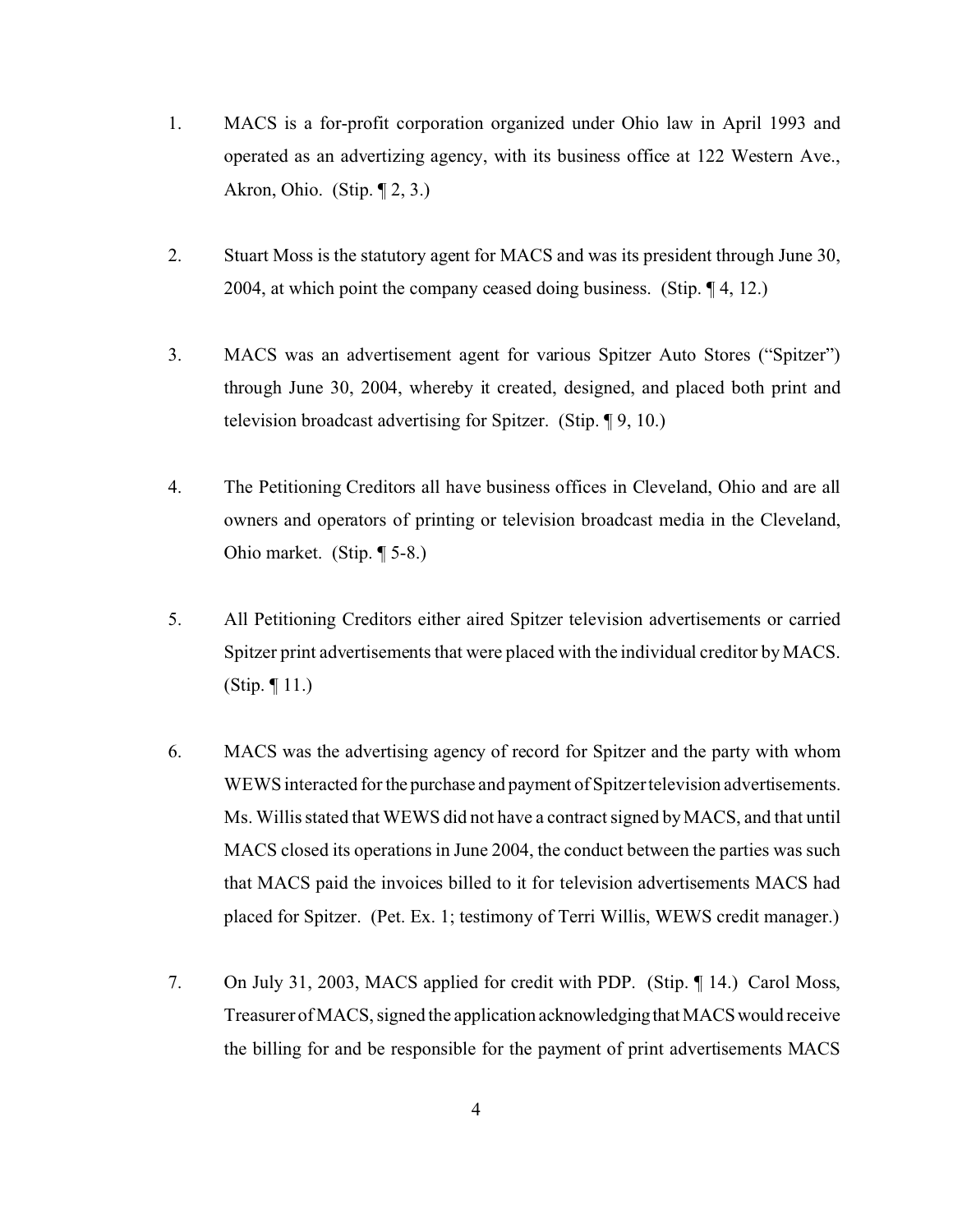1. MACS is a for-profit corporation organized under Ohio law in April 1993 and operated as an advertizing agency, with its business office at 122 Western Ave., Akron, Ohio. (Stip. ¶ 2, 3.)

2. Stuart Moss is the statutory agent for MACS and was its president through June 30, 2004, at which point the company ceased doing business. (Stip. ¶ 4, 12.)

3. MACS was an advertisement agent for various Spitzer Auto Stores ("Spitzer") through June 30, 2004, whereby it created, designed, and placed both print and television broadcast advertising for Spitzer. (Stip. ¶ 9, 10.)

4. The Petitioning Creditors all have business offices in Cleveland, Ohio and are all owners and operators of printing or television broadcast media in the Cleveland, Ohio market. (Stip. ¶ 5-8.)

5. All Petitioning Creditors either aired Spitzer television advertisements or carried Spitzer print advertisements that were placed with the individual creditor by MACS. (Stip. ¶ 11.)

6. MACS was the advertising agency of record for Spitzer and the party with whom WEWS interacted for the purchase and payment of Spitzer television advertisements. Ms. Willis stated that WEWS did not have a contract signed by MACS, and that until MACS closed its operations in June 2004, the conduct between the parties was such that MACS paid the invoices billed to it for television advertisements MACS had placed for Spitzer. (Pet. Ex. 1; testimony of Terri Willis, WEWS credit manager.)

7. On July 31, 2003, MACS applied for credit with PDP. (Stip. ¶ 14.) Carol Moss, Treasurer of MACS, signed the application acknowledging that MACS would receive the billing for and be responsible for the payment of print advertisements MACS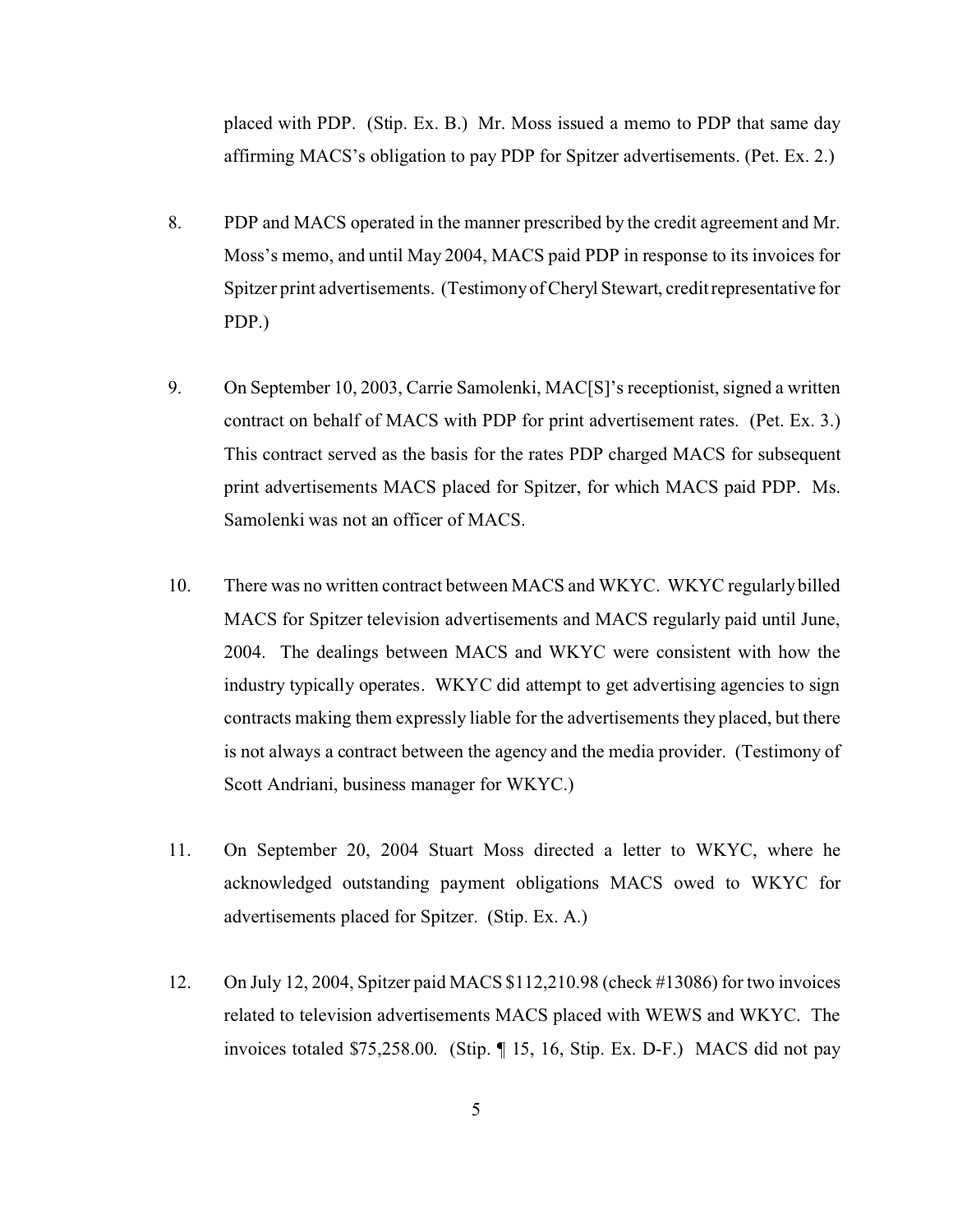placed with PDP. (Stip. Ex. B.) Mr. Moss issued a memo to PDP that same day affirming MACS's obligation to pay PDP for Spitzer advertisements. (Pet. Ex. 2.)

8. PDP and MACS operated in the manner prescribed by the credit agreement and Mr. Moss's memo, and until May 2004, MACS paid PDP in response to its invoices for Spitzer print advertisements. (Testimony of Cheryl Stewart, credit representative for PDP.)

9. On September 10, 2003, Carrie Samolenki, MAC[S]'s receptionist, signed a written contract on behalf of MACS with PDP for print advertisement rates. (Pet. Ex. 3.) This contract served as the basis for the rates PDP charged MACS for subsequent print advertisements MACS placed for Spitzer, for which MACS paid PDP. Ms. Samolenki was not an officer of MACS.

10. There was no written contract between MACS and WKYC. WKYC regularly billed MACS for Spitzer television advertisements and MACS regularly paid until June, 2004. The dealings between MACS and WKYC were consistent with how the industry typically operates. WKYC did attempt to get advertising agencies to sign contracts making them expressly liable for the advertisements they placed, but there is not always a contract between the agency and the media provider. (Testimony of Scott Andriani, business manager for WKYC.)

11. On September 20, 2004 Stuart Moss directed a letter to WKYC, where he acknowledged outstanding payment obligations MACS owed to WKYC for advertisements placed for Spitzer. (Stip. Ex. A.)

12. On July 12, 2004, Spitzer paid MACS $112,210.98 (check #13086) for two invoices related to television advertisements MACS placed with WEWS and WKYC. The invoices totaled $75,258.00. (Stip. ¶ 15, 16, Stip. Ex. D-F.) MACS did not pay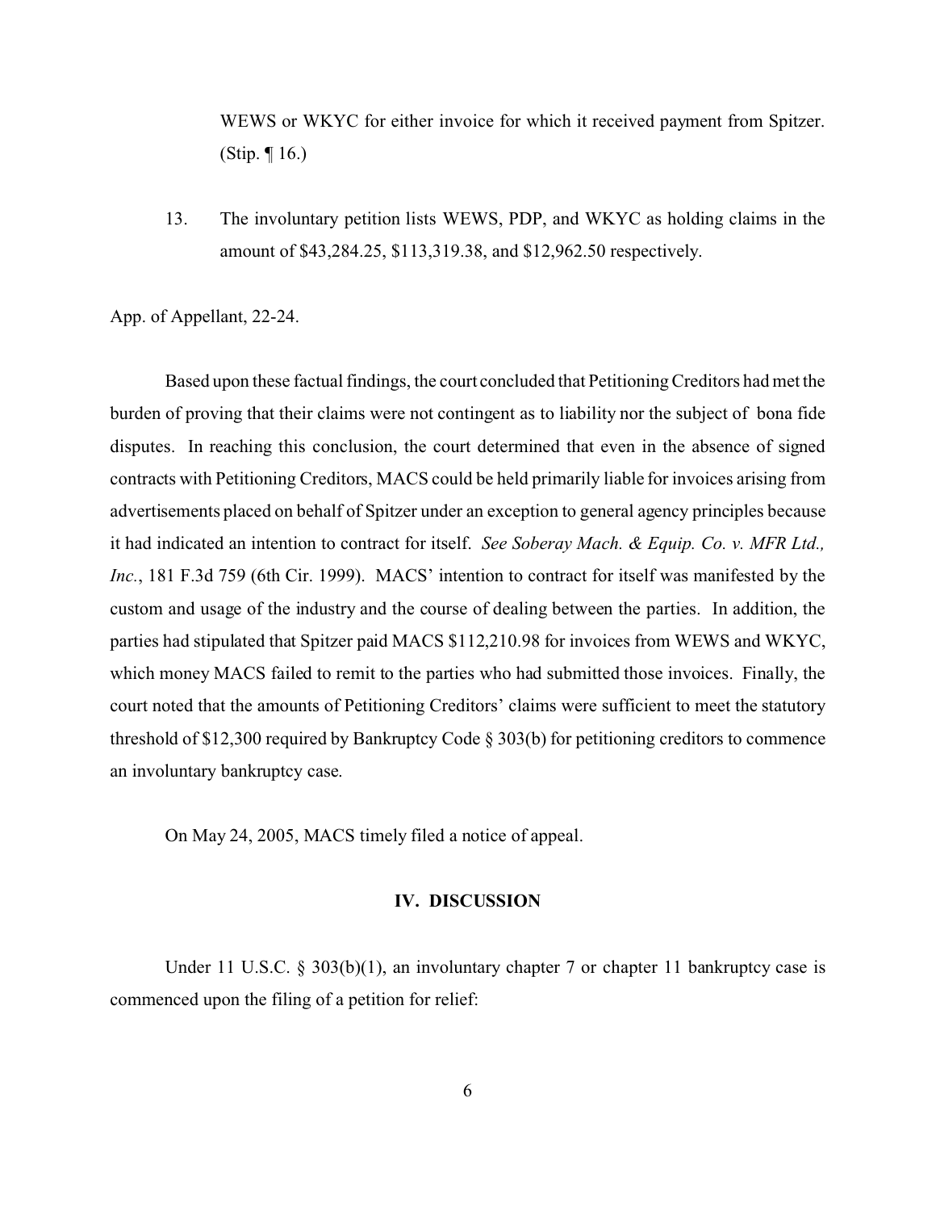WEWS or WKYC for either invoice for which it received payment from Spitzer. (Stip. ¶ 16.)

13. The involuntary petition lists WEWS, PDP, and WKYC as holding claims in the amount of $43,284.25, $113,319.38, and $12,962.50 respectively.

App. of Appellant, 22-24.

Based upon these factual findings, the court concluded that Petitioning Creditors had met the burden of proving that their claims were not contingent as to liability nor the subject of bona fide disputes. In reaching this conclusion, the court determined that even in the absence of signed contracts with Petitioning Creditors, MACS could be held primarily liable for invoices arising from advertisements placed on behalf of Spitzer under an exception to general agency principles because it had indicated an intention to contract for itself. *See Soberay Mach. & Equip. Co. v. MFR Ltd., Inc.*, 181 F.3d 759 (6th Cir. 1999). MACS' intention to contract for itself was manifested by the custom and usage of the industry and the course of dealing between the parties. In addition, the parties had stipulated that Spitzer paid MACS $112,210.98 for invoices from WEWS and WKYC, which money MACS failed to remit to the parties who had submitted those invoices. Finally, the court noted that the amounts of Petitioning Creditors' claims were sufficient to meet the statutory threshold of $12,300 required by Bankruptcy Code § 303(b) for petitioning creditors to commence an involuntary bankruptcy case.

On May 24, 2005, MACS timely filed a notice of appeal.

## IV. DISCUSSION

Under 11 U.S.C. § 303(b)(1), an involuntary chapter 7 or chapter 11 bankruptcy case is commenced upon the filing of a petition for relief: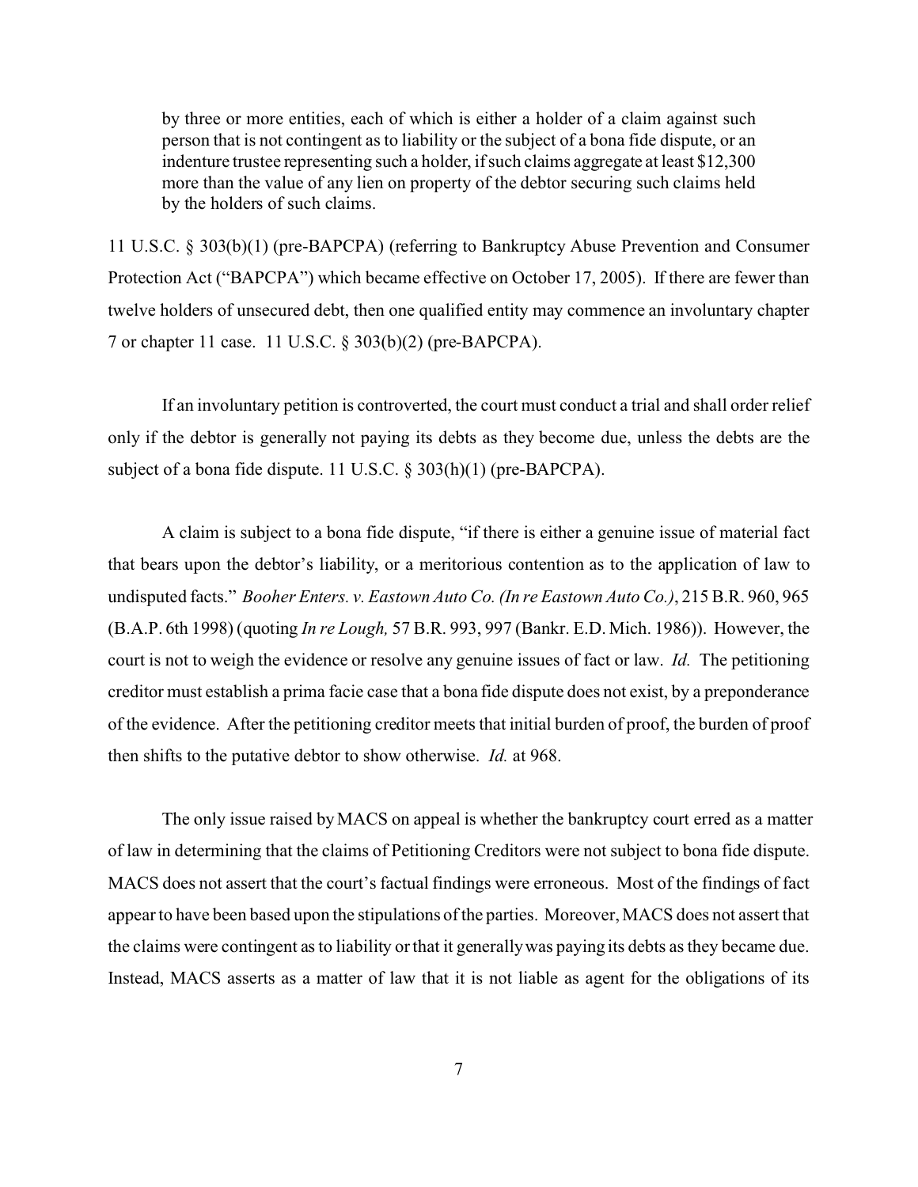> by three or more entities, each of which is either a holder of a claim against such person that is not contingent as to liability or the subject of a bona fide dispute, or an indenture trustee representing such a holder, if such claims aggregate at least $12,300 more than the value of any lien on property of the debtor securing such claims held by the holders of such claims.

11 U.S.C. § 303(b)(1) (pre-BAPCPA) (referring to Bankruptcy Abuse Prevention and Consumer Protection Act ("BAPCPA") which became effective on October 17, 2005). If there are fewer than twelve holders of unsecured debt, then one qualified entity may commence an involuntary chapter 7 or chapter 11 case. 11 U.S.C. § 303(b)(2) (pre-BAPCPA).

If an involuntary petition is controverted, the court must conduct a trial and shall order relief only if the debtor is generally not paying its debts as they become due, unless the debts are the subject of a bona fide dispute. 11 U.S.C. § 303(h)(1) (pre-BAPCPA).

A claim is subject to a bona fide dispute, "if there is either a genuine issue of material fact that bears upon the debtor's liability, or a meritorious contention as to the application of law to undisputed facts." *Booher Enters. v. Eastown Auto Co. (In re Eastown Auto Co.)*, 215 B.R. 960, 965 (B.A.P. 6th 1998) (quoting *In re Lough,* 57 B.R. 993, 997 (Bankr. E.D. Mich. 1986)). However, the court is not to weigh the evidence or resolve any genuine issues of fact or law. *Id.* The petitioning creditor must establish a prima facie case that a bona fide dispute does not exist, by a preponderance of the evidence. After the petitioning creditor meets that initial burden of proof, the burden of proof then shifts to the putative debtor to show otherwise. *Id.* at 968.

The only issue raised by MACS on appeal is whether the bankruptcy court erred as a matter of law in determining that the claims of Petitioning Creditors were not subject to bona fide dispute. MACS does not assert that the court's factual findings were erroneous. Most of the findings of fact appear to have been based upon the stipulations of the parties. Moreover, MACS does not assert that the claims were contingent as to liability or that it generally was paying its debts as they became due. Instead, MACS asserts as a matter of law that it is not liable as agent for the obligations of its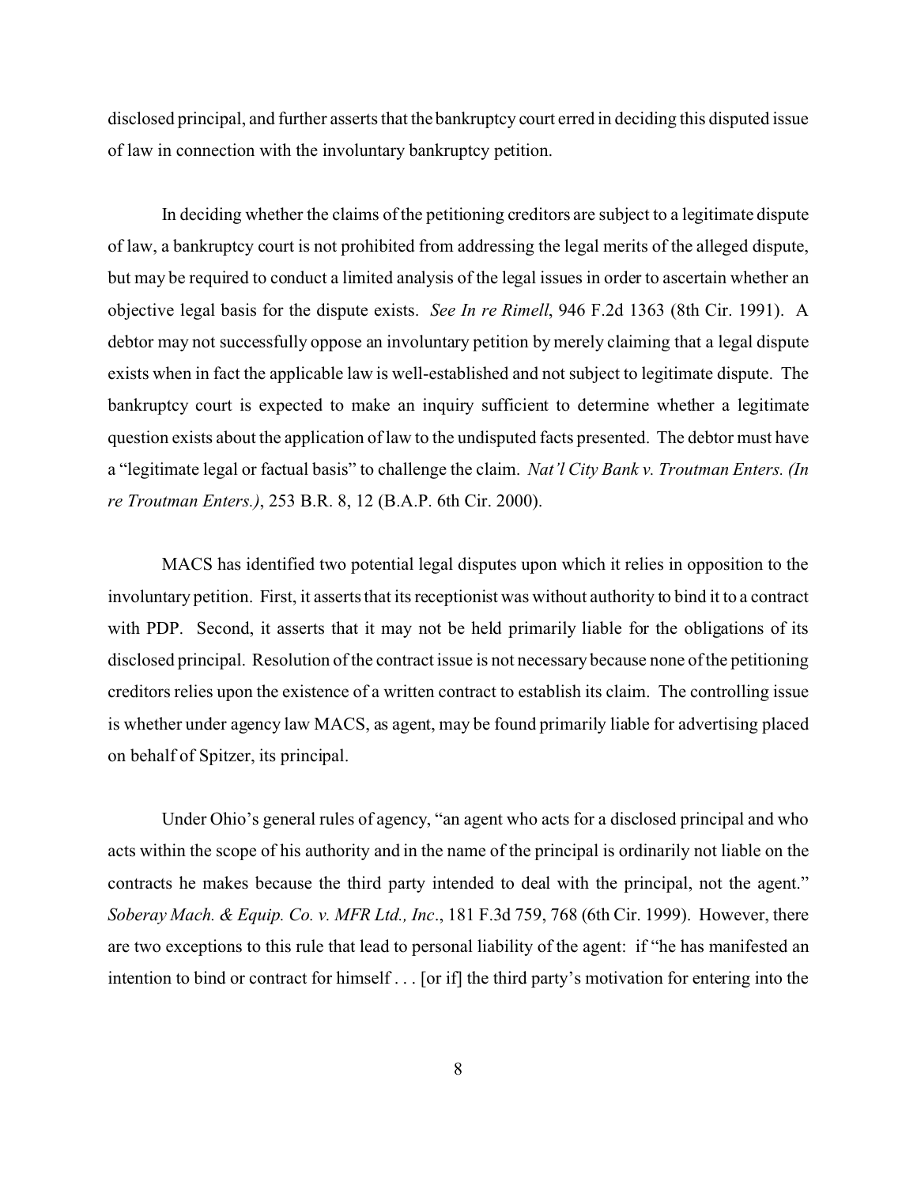disclosed principal, and further asserts that the bankruptcy court erred in deciding this disputed issue of law in connection with the involuntary bankruptcy petition.

In deciding whether the claims of the petitioning creditors are subject to a legitimate dispute of law, a bankruptcy court is not prohibited from addressing the legal merits of the alleged dispute, but may be required to conduct a limited analysis of the legal issues in order to ascertain whether an objective legal basis for the dispute exists. *See In re Rimell*, 946 F.2d 1363 (8th Cir. 1991). A debtor may not successfully oppose an involuntary petition by merely claiming that a legal dispute exists when in fact the applicable law is well-established and not subject to legitimate dispute. The bankruptcy court is expected to make an inquiry sufficient to determine whether a legitimate question exists about the application of law to the undisputed facts presented. The debtor must have a "legitimate legal or factual basis" to challenge the claim. *Nat'l City Bank v. Troutman Enters. (In re Troutman Enters.)*, 253 B.R. 8, 12 (B.A.P. 6th Cir. 2000).

MACS has identified two potential legal disputes upon which it relies in opposition to the involuntary petition. First, it asserts that its receptionist was without authority to bind it to a contract with PDP. Second, it asserts that it may not be held primarily liable for the obligations of its disclosed principal. Resolution of the contract issue is not necessary because none of the petitioning creditors relies upon the existence of a written contract to establish its claim. The controlling issue is whether under agency law MACS, as agent, may be found primarily liable for advertising placed on behalf of Spitzer, its principal.

Under Ohio's general rules of agency, "an agent who acts for a disclosed principal and who acts within the scope of his authority and in the name of the principal is ordinarily not liable on the contracts he makes because the third party intended to deal with the principal, not the agent." *Soberay Mach. & Equip. Co. v. MFR Ltd., Inc.*, 181 F.3d 759, 768 (6th Cir. 1999). However, there are two exceptions to this rule that lead to personal liability of the agent: if "he has manifested an intention to bind or contract for himself . . . [or if] the third party's motivation for entering into the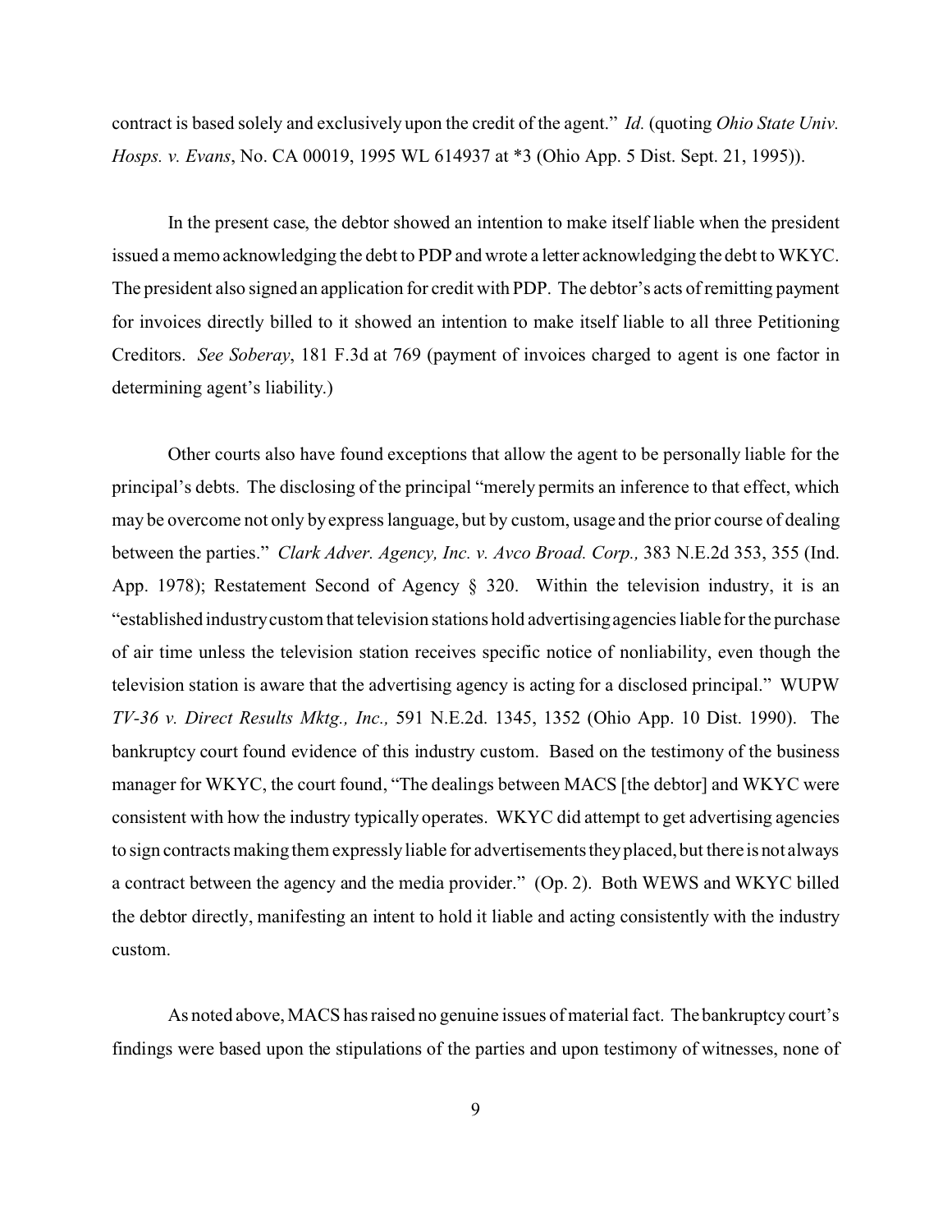contract is based solely and exclusively upon the credit of the agent." *Id.* (quoting *Ohio State Univ. Hosps. v. Evans*, No. CA 00019, 1995 WL 614937 at *3 (Ohio App. 5 Dist. Sept. 21, 1995)).

In the present case, the debtor showed an intention to make itself liable when the president issued a memo acknowledging the debt to PDP and wrote a letter acknowledging the debt to WKYC. The president also signed an application for credit with PDP. The debtor's acts of remitting payment for invoices directly billed to it showed an intention to make itself liable to all three Petitioning Creditors. *See Soberay*, 181 F.3d at 769 (payment of invoices charged to agent is one factor in determining agent's liability.)

Other courts also have found exceptions that allow the agent to be personally liable for the principal's debts. The disclosing of the principal "merely permits an inference to that effect, which may be overcome not only by express language, but by custom, usage and the prior course of dealing between the parties." *Clark Adver. Agency, Inc. v. Avco Broad. Corp.,* 383 N.E.2d 353, 355 (Ind. App. 1978); Restatement Second of Agency § 320. Within the television industry, it is an "established industry custom that television stations hold advertising agencies liable for the purchase of air time unless the television station receives specific notice of nonliability, even though the television station is aware that the advertising agency is acting for a disclosed principal." WUPW *TV-36 v. Direct Results Mktg., Inc.,* 591 N.E.2d. 1345, 1352 (Ohio App. 10 Dist. 1990). The bankruptcy court found evidence of this industry custom. Based on the testimony of the business manager for WKYC, the court found, "The dealings between MACS [the debtor] and WKYC were consistent with how the industry typically operates. WKYC did attempt to get advertising agencies to sign contracts making them expressly liable for advertisements they placed, but there is not always a contract between the agency and the media provider." (Op. 2). Both WEWS and WKYC billed the debtor directly, manifesting an intent to hold it liable and acting consistently with the industry custom.

As noted above, MACS has raised no genuine issues of material fact. The bankruptcy court's findings were based upon the stipulations of the parties and upon testimony of witnesses, none of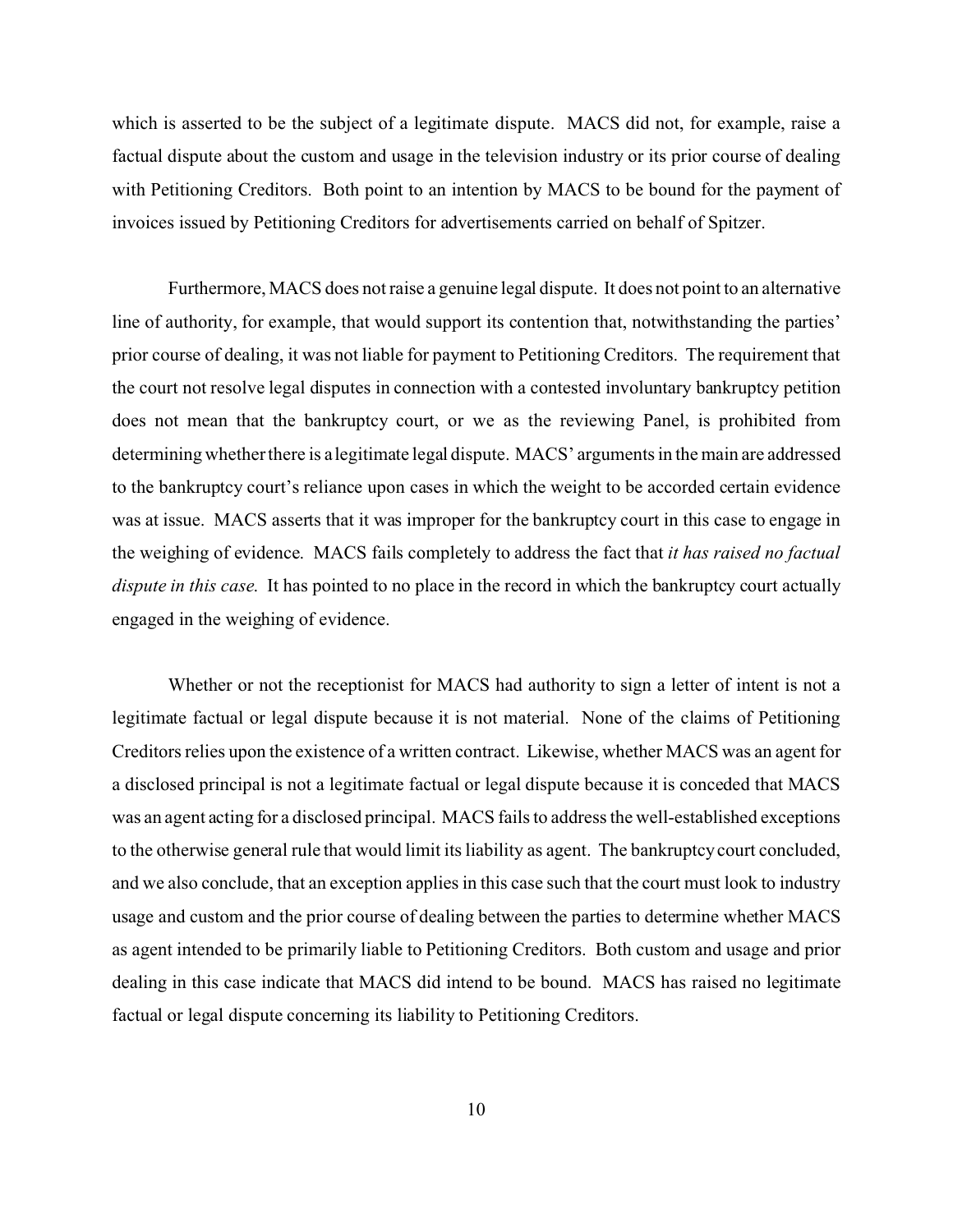which is asserted to be the subject of a legitimate dispute. MACS did not, for example, raise a factual dispute about the custom and usage in the television industry or its prior course of dealing with Petitioning Creditors. Both point to an intention by MACS to be bound for the payment of invoices issued by Petitioning Creditors for advertisements carried on behalf of Spitzer.

Furthermore, MACS does not raise a genuine legal dispute. It does not point to an alternative line of authority, for example, that would support its contention that, notwithstanding the parties' prior course of dealing, it was not liable for payment to Petitioning Creditors. The requirement that the court not resolve legal disputes in connection with a contested involuntary bankruptcy petition does not mean that the bankruptcy court, or we as the reviewing Panel, is prohibited from determining whether there is a legitimate legal dispute. MACS' arguments in the main are addressed to the bankruptcy court's reliance upon cases in which the weight to be accorded certain evidence was at issue. MACS asserts that it was improper for the bankruptcy court in this case to engage in the weighing of evidence. MACS fails completely to address the fact that *it has raised no factual dispute in this case*. It has pointed to no place in the record in which the bankruptcy court actually engaged in the weighing of evidence.

Whether or not the receptionist for MACS had authority to sign a letter of intent is not a legitimate factual or legal dispute because it is not material. None of the claims of Petitioning Creditors relies upon the existence of a written contract. Likewise, whether MACS was an agent for a disclosed principal is not a legitimate factual or legal dispute because it is conceded that MACS was an agent acting for a disclosed principal. MACS fails to address the well-established exceptions to the otherwise general rule that would limit its liability as agent. The bankruptcy court concluded, and we also conclude, that an exception applies in this case such that the court must look to industry usage and custom and the prior course of dealing between the parties to determine whether MACS as agent intended to be primarily liable to Petitioning Creditors. Both custom and usage and prior dealing in this case indicate that MACS did intend to be bound. MACS has raised no legitimate factual or legal dispute concerning its liability to Petitioning Creditors.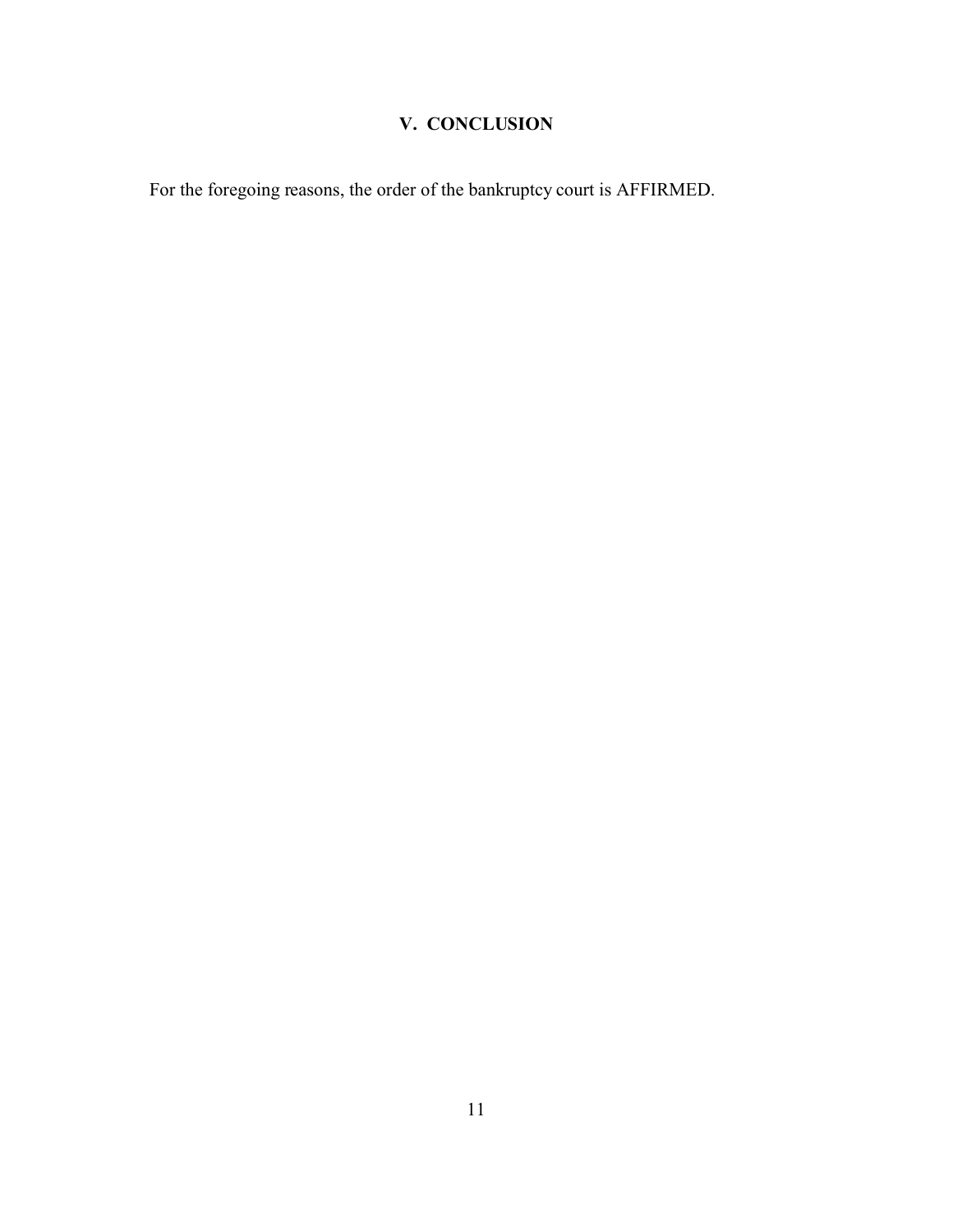## V. CONCLUSION

For the foregoing reasons, the order of the bankruptcy court is AFFIRMED.